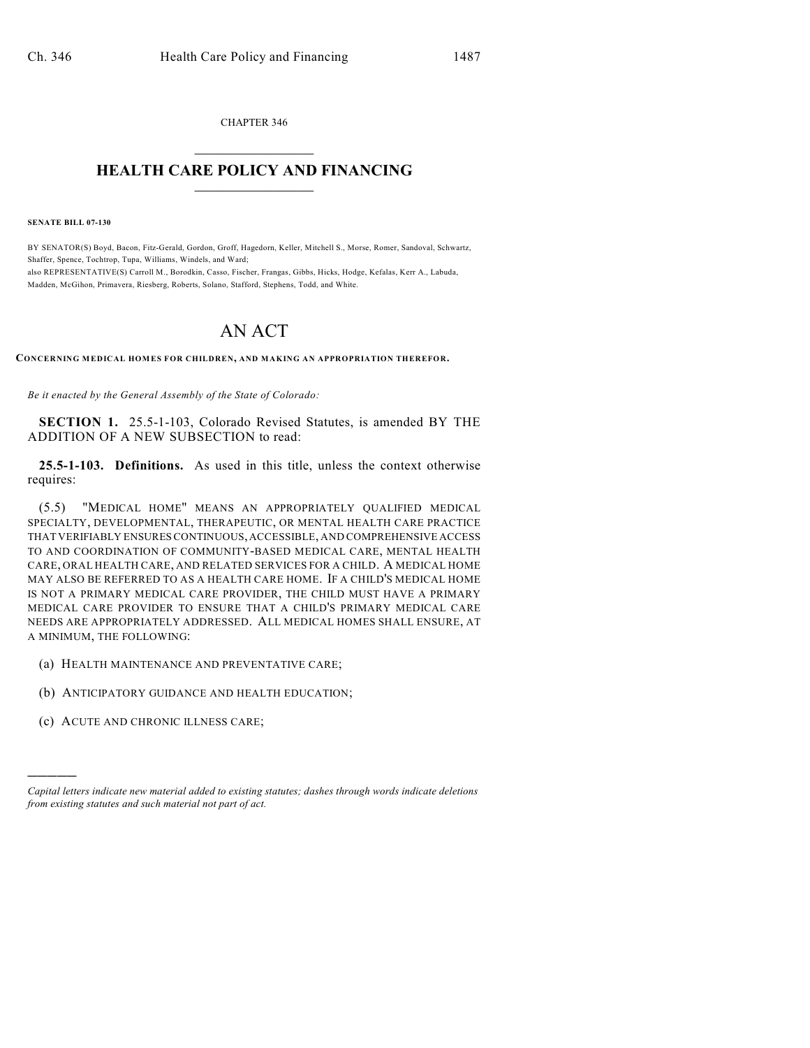CHAPTER 346

# HEALTH CARE POLICY AND FINANCING

**SENATE BILL 07-130**

BY SENATOR(S) Boyd, Bacon, Fitz-Gerald, Gordon, Groff, Hagedorn, Keller, Mitchell S., Morse, Romer, Sandoval, Schwartz, Shaffer, Spence, Tochtrop, Tupa, Williams, Windels, and Ward;
also REPRESENTATIVE(S) Carroll M., Borodkin, Casso, Fischer, Frangas, Gibbs, Hicks, Hodge, Kefalas, Kerr A., Labuda, Madden, McGihon, Primavera, Riesberg, Roberts, Solano, Stafford, Stephens, Todd, and White.

# AN ACT

**CONCERNING MEDICAL HOMES FOR CHILDREN, AND MAKING AN APPROPRIATION THEREFOR.**

*Be it enacted by the General Assembly of the State of Colorado:*

**SECTION 1.** 25.5-1-103, Colorado Revised Statutes, is amended BY THE ADDITION OF A NEW SUBSECTION to read:

**25.5-1-103. Definitions.** As used in this title, unless the context otherwise requires:

(5.5) "MEDICAL HOME" MEANS AN APPROPRIATELY QUALIFIED MEDICAL SPECIALTY, DEVELOPMENTAL, THERAPEUTIC, OR MENTAL HEALTH CARE PRACTICE THAT VERIFIABLY ENSURES CONTINUOUS, ACCESSIBLE, AND COMPREHENSIVE ACCESS TO AND COORDINATION OF COMMUNITY-BASED MEDICAL CARE, MENTAL HEALTH CARE, ORAL HEALTH CARE, AND RELATED SERVICES FOR A CHILD. A MEDICAL HOME MAY ALSO BE REFERRED TO AS A HEALTH CARE HOME. IF A CHILD'S MEDICAL HOME IS NOT A PRIMARY MEDICAL CARE PROVIDER, THE CHILD MUST HAVE A PRIMARY MEDICAL CARE PROVIDER TO ENSURE THAT A CHILD'S PRIMARY MEDICAL CARE NEEDS ARE APPROPRIATELY ADDRESSED. ALL MEDICAL HOMES SHALL ENSURE, AT A MINIMUM, THE FOLLOWING:

(a) HEALTH MAINTENANCE AND PREVENTATIVE CARE;

(b) ANTICIPATORY GUIDANCE AND HEALTH EDUCATION;

(c) ACUTE AND CHRONIC ILLNESS CARE;

---

*Capital letters indicate new material added to existing statutes; dashes through words indicate deletions from existing statutes and such material not part of act.*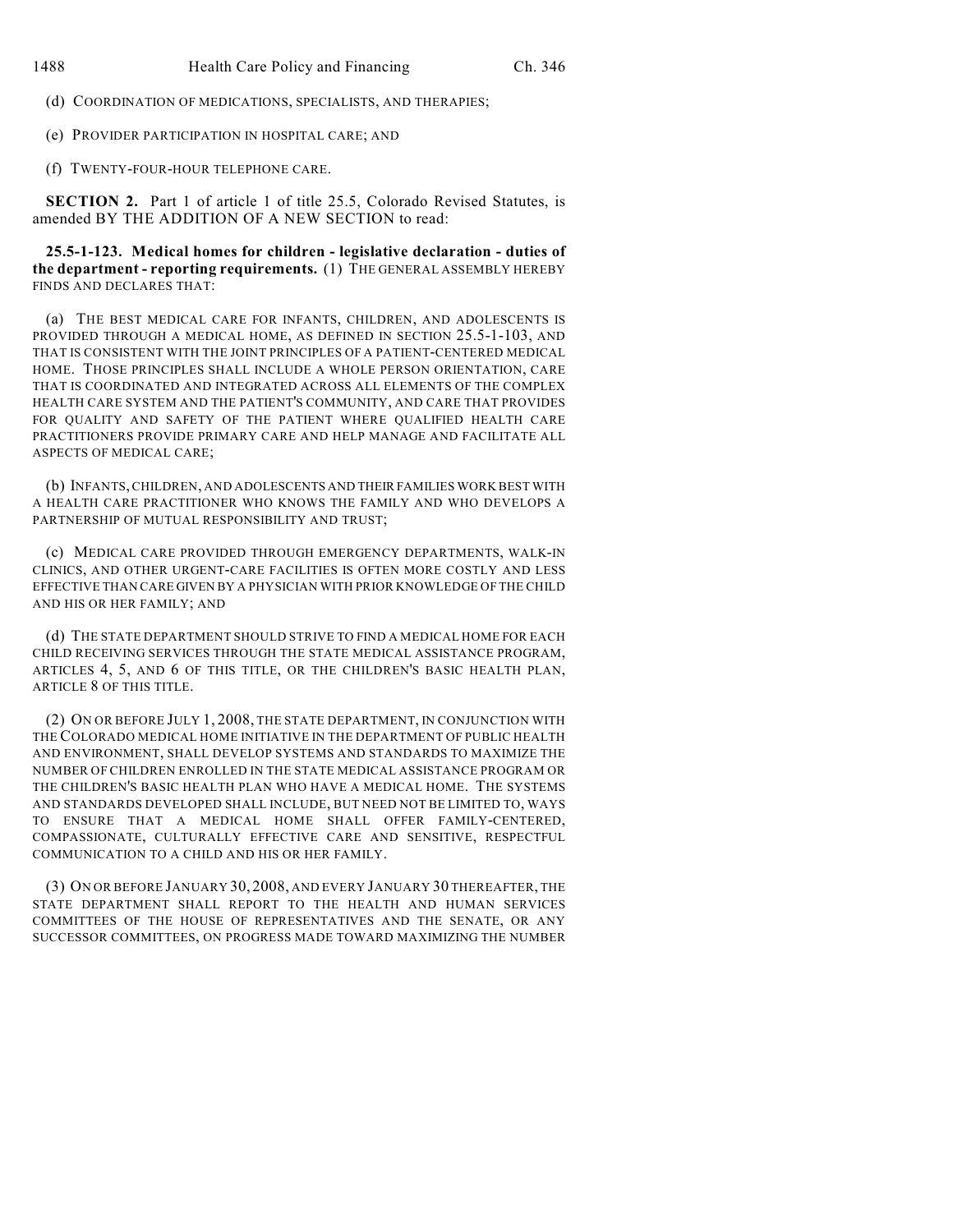(d) COORDINATION OF MEDICATIONS, SPECIALISTS, AND THERAPIES;

(e) PROVIDER PARTICIPATION IN HOSPITAL CARE; AND

(f) TWENTY-FOUR-HOUR TELEPHONE CARE.

**SECTION 2.** Part 1 of article 1 of title 25.5, Colorado Revised Statutes, is amended BY THE ADDITION OF A NEW SECTION to read:

**25.5-1-123. Medical homes for children - legislative declaration - duties of the department - reporting requirements.** (1) THE GENERAL ASSEMBLY HEREBY FINDS AND DECLARES THAT:

(a) THE BEST MEDICAL CARE FOR INFANTS, CHILDREN, AND ADOLESCENTS IS PROVIDED THROUGH A MEDICAL HOME, AS DEFINED IN SECTION 25.5-1-103, AND THAT IS CONSISTENT WITH THE JOINT PRINCIPLES OF A PATIENT-CENTERED MEDICAL HOME. THOSE PRINCIPLES SHALL INCLUDE A WHOLE PERSON ORIENTATION, CARE THAT IS COORDINATED AND INTEGRATED ACROSS ALL ELEMENTS OF THE COMPLEX HEALTH CARE SYSTEM AND THE PATIENT'S COMMUNITY, AND CARE THAT PROVIDES FOR QUALITY AND SAFETY OF THE PATIENT WHERE QUALIFIED HEALTH CARE PRACTITIONERS PROVIDE PRIMARY CARE AND HELP MANAGE AND FACILITATE ALL ASPECTS OF MEDICAL CARE;

(b) INFANTS, CHILDREN, AND ADOLESCENTS AND THEIR FAMILIES WORK BEST WITH A HEALTH CARE PRACTITIONER WHO KNOWS THE FAMILY AND WHO DEVELOPS A PARTNERSHIP OF MUTUAL RESPONSIBILITY AND TRUST;

(c) MEDICAL CARE PROVIDED THROUGH EMERGENCY DEPARTMENTS, WALK-IN CLINICS, AND OTHER URGENT-CARE FACILITIES IS OFTEN MORE COSTLY AND LESS EFFECTIVE THAN CARE GIVEN BY A PHYSICIAN WITH PRIOR KNOWLEDGE OF THE CHILD AND HIS OR HER FAMILY; AND

(d) THE STATE DEPARTMENT SHOULD STRIVE TO FIND A MEDICAL HOME FOR EACH CHILD RECEIVING SERVICES THROUGH THE STATE MEDICAL ASSISTANCE PROGRAM, ARTICLES 4, 5, AND 6 OF THIS TITLE, OR THE CHILDREN'S BASIC HEALTH PLAN, ARTICLE 8 OF THIS TITLE.

(2) ON OR BEFORE JULY 1, 2008, THE STATE DEPARTMENT, IN CONJUNCTION WITH THE COLORADO MEDICAL HOME INITIATIVE IN THE DEPARTMENT OF PUBLIC HEALTH AND ENVIRONMENT, SHALL DEVELOP SYSTEMS AND STANDARDS TO MAXIMIZE THE NUMBER OF CHILDREN ENROLLED IN THE STATE MEDICAL ASSISTANCE PROGRAM OR THE CHILDREN'S BASIC HEALTH PLAN WHO HAVE A MEDICAL HOME. THE SYSTEMS AND STANDARDS DEVELOPED SHALL INCLUDE, BUT NEED NOT BE LIMITED TO, WAYS TO ENSURE THAT A MEDICAL HOME SHALL OFFER FAMILY-CENTERED, COMPASSIONATE, CULTURALLY EFFECTIVE CARE AND SENSITIVE, RESPECTFUL COMMUNICATION TO A CHILD AND HIS OR HER FAMILY.

(3) ON OR BEFORE JANUARY 30, 2008, AND EVERY JANUARY 30 THEREAFTER, THE STATE DEPARTMENT SHALL REPORT TO THE HEALTH AND HUMAN SERVICES COMMITTEES OF THE HOUSE OF REPRESENTATIVES AND THE SENATE, OR ANY SUCCESSOR COMMITTEES, ON PROGRESS MADE TOWARD MAXIMIZING THE NUMBER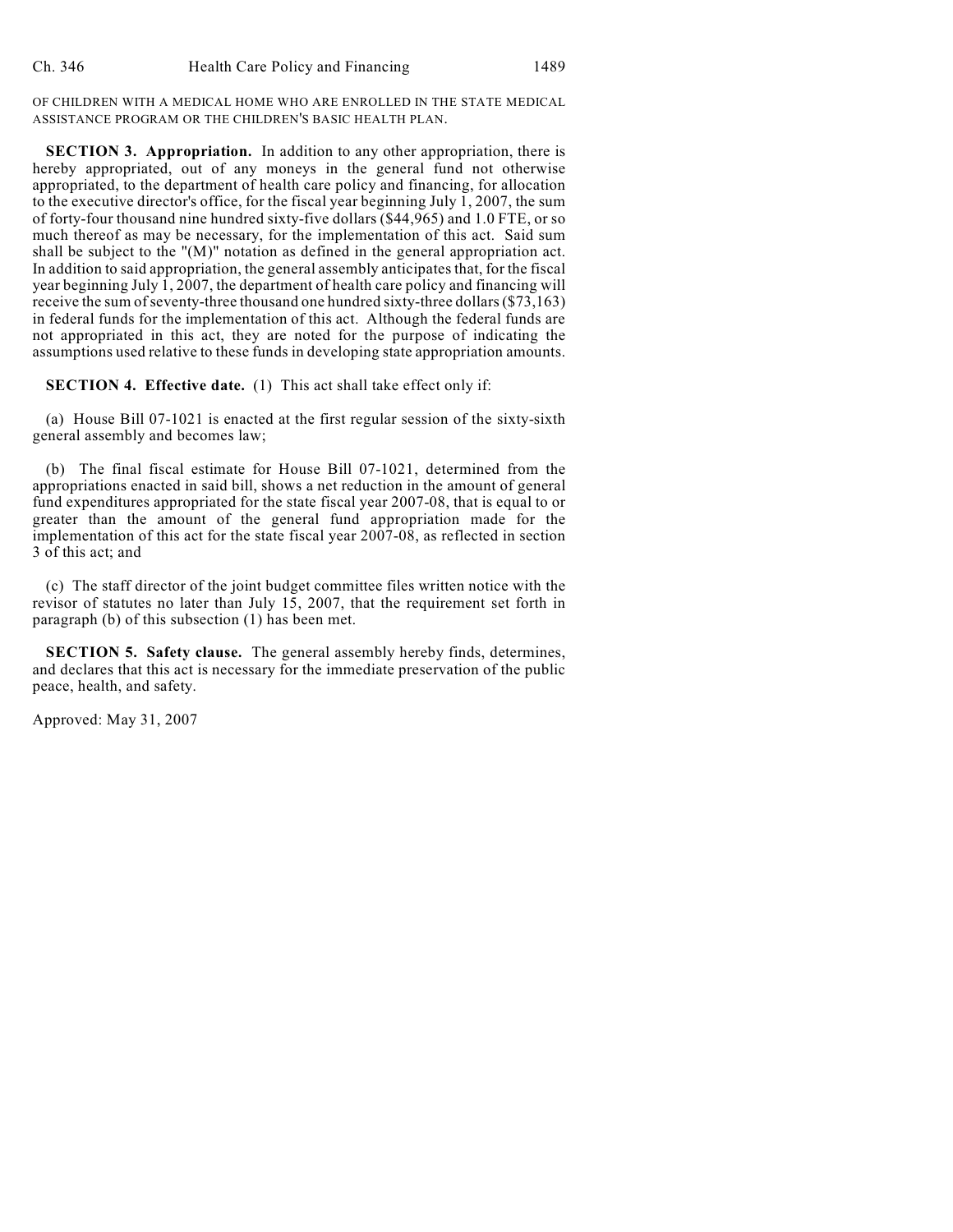OF CHILDREN WITH A MEDICAL HOME WHO ARE ENROLLED IN THE STATE MEDICAL ASSISTANCE PROGRAM OR THE CHILDREN'S BASIC HEALTH PLAN.

**SECTION 3. Appropriation.** In addition to any other appropriation, there is hereby appropriated, out of any moneys in the general fund not otherwise appropriated, to the department of health care policy and financing, for allocation to the executive director's office, for the fiscal year beginning July 1, 2007, the sum of forty-four thousand nine hundred sixty-five dollars ($44,965) and 1.0 FTE, or so much thereof as may be necessary, for the implementation of this act. Said sum shall be subject to the "(M)" notation as defined in the general appropriation act. In addition to said appropriation, the general assembly anticipates that, for the fiscal year beginning July 1, 2007, the department of health care policy and financing will receive the sum of seventy-three thousand one hundred sixty-three dollars ($73,163) in federal funds for the implementation of this act. Although the federal funds are not appropriated in this act, they are noted for the purpose of indicating the assumptions used relative to these funds in developing state appropriation amounts.

**SECTION 4. Effective date.** (1) This act shall take effect only if:

(a) House Bill 07-1021 is enacted at the first regular session of the sixty-sixth general assembly and becomes law;

(b) The final fiscal estimate for House Bill 07-1021, determined from the appropriations enacted in said bill, shows a net reduction in the amount of general fund expenditures appropriated for the state fiscal year 2007-08, that is equal to or greater than the amount of the general fund appropriation made for the implementation of this act for the state fiscal year 2007-08, as reflected in section 3 of this act; and

(c) The staff director of the joint budget committee files written notice with the revisor of statutes no later than July 15, 2007, that the requirement set forth in paragraph (b) of this subsection (1) has been met.

**SECTION 5. Safety clause.** The general assembly hereby finds, determines, and declares that this act is necessary for the immediate preservation of the public peace, health, and safety.

Approved: May 31, 2007